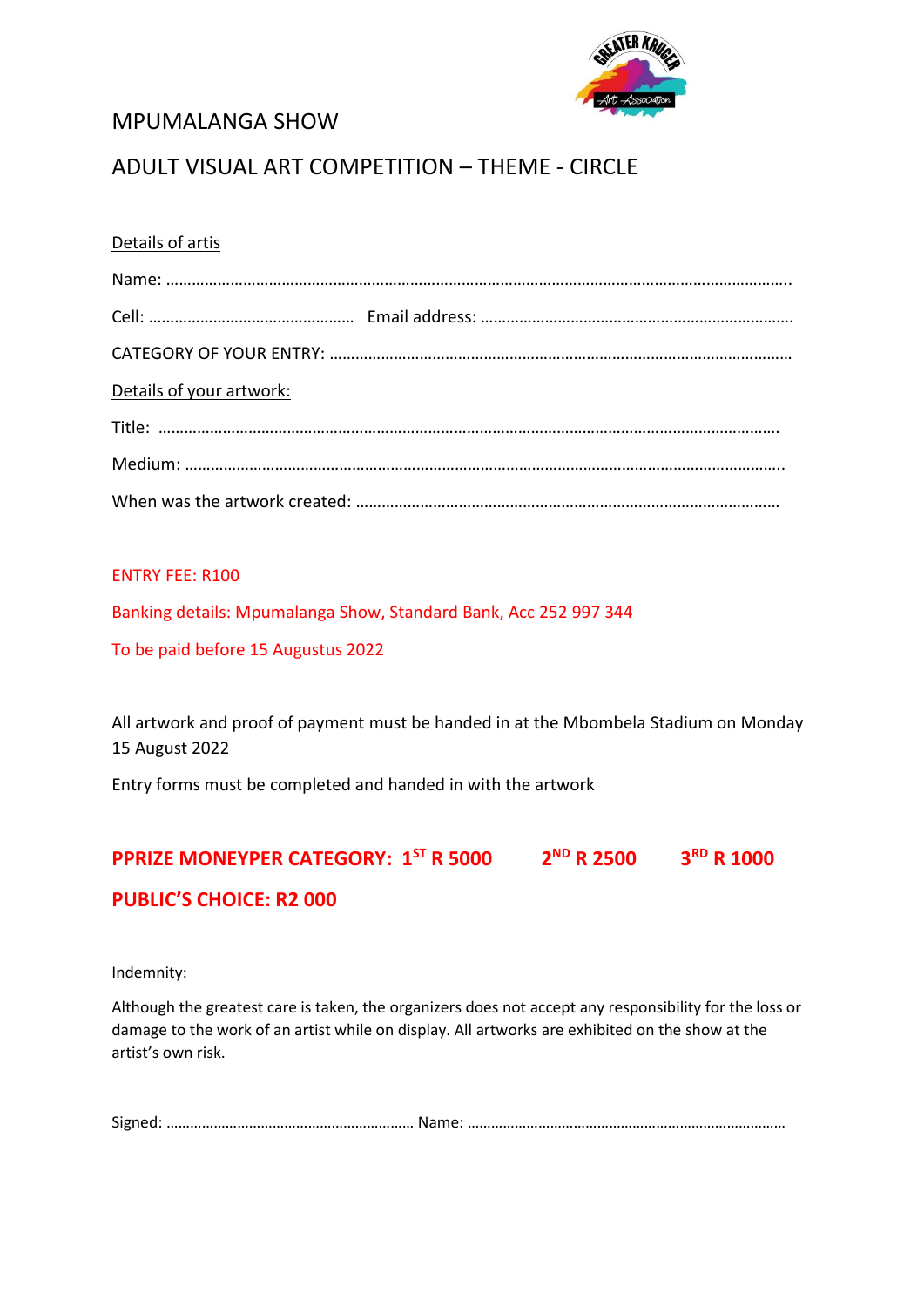# MPUMALANGA SHOW

## ADULT VISUAL ART COMPETITION – THEME - CIRCLE

Details of artis

Name: …………………………………………………………………………………………………………………………….

Cell: ……………………………………….. Email address: ……………………………………………………………….

CATEGORY OF YOUR ENTRY: ………………………………………………………………………………………….

Details of your artwork:

Title: ……………………………………………………………………………………………………………………………

Medium: ………………………………………………………………………………………………………………………..

When was the artwork created: ………………………………………………………………………………………

ENTRY FEE: R100

Banking details: Mpumalanga Show, Standard Bank, Acc 252 997 344

To be paid before 15 Augustus 2022

All artwork and proof of payment must be handed in at the Mbombela Stadium on Monday 15 August 2022

Entry forms must be completed and handed in with the artwork

**PPRIZE MONEYPER CATEGORY: 1ST R 5000 2ND R 2500 3RD R 1000**

**PUBLIC'S CHOICE: R2 000**

Indemnity:

Although the greatest care is taken, the organizers does not accept any responsibility for the loss or damage to the work of an artist while on display. All artworks are exhibited on the show at the artist's own risk.

Signed: ……………………………………………………. Name: ……………………………………………………………………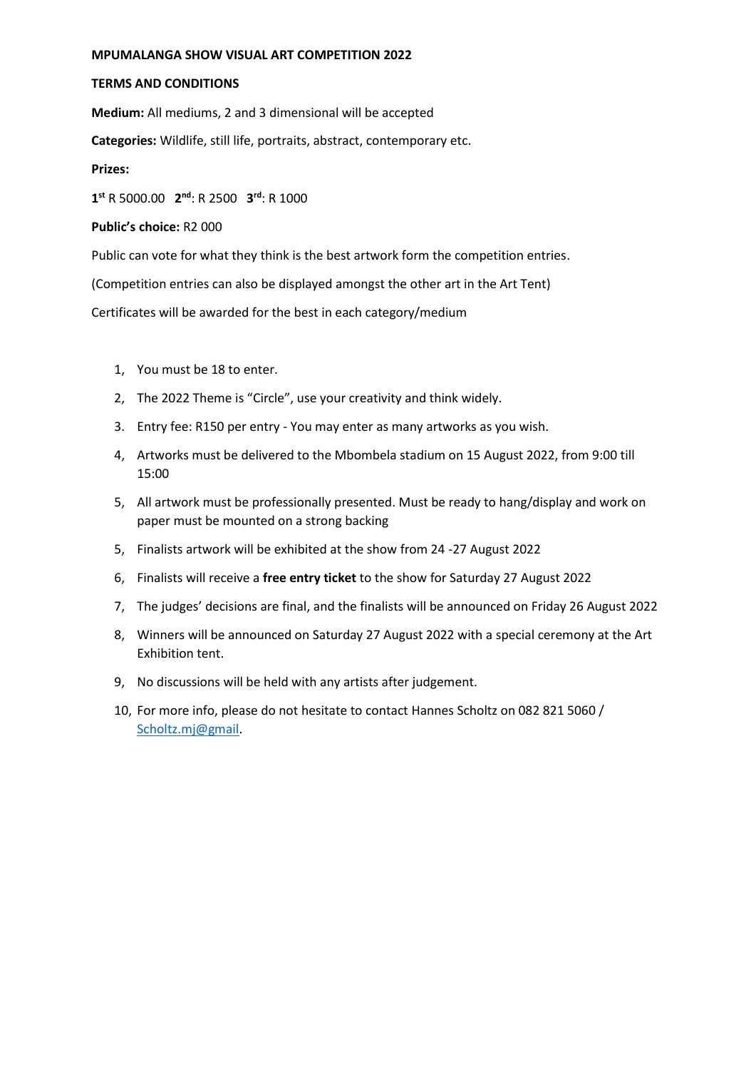**MPUMALANGA SHOW VISUAL ART COMPETITION 2022**

**TERMS AND CONDITIONS**

**Medium:** All mediums, 2 and 3 dimensional will be accepted

**Categories:** Wildlife, still life, portraits, abstract, contemporary etc.

**Prizes:**

**1st** R 5000.00 **2nd**: R 2500 **3rd**: R 1000

**Public's choice:** R2 000

Public can vote for what they think is the best artwork form the competition entries.

(Competition entries can also be displayed amongst the other art in the Art Tent)

Certificates will be awarded for the best in each category/medium

1, You must be 18 to enter.
2, The 2022 Theme is "Circle", use your creativity and think widely.
3. Entry fee: R150 per entry - You may enter as many artworks as you wish.
4, Artworks must be delivered to the Mbombela stadium on 15 August 2022, from 9:00 till 15:00
5, All artwork must be professionally presented. Must be ready to hang/display and work on paper must be mounted on a strong backing
5, Finalists artwork will be exhibited at the show from 24 -27 August 2022
6, Finalists will receive a **free entry ticket** to the show for Saturday 27 August 2022
7, The judges' decisions are final, and the finalists will be announced on Friday 26 August 2022
8, Winners will be announced on Saturday 27 August 2022 with a special ceremony at the Art Exhibition tent.
9, No discussions will be held with any artists after judgement.
10, For more info, please do not hesitate to contact Hannes Scholtz on 082 821 5060 / Scholtz.mj@gmail.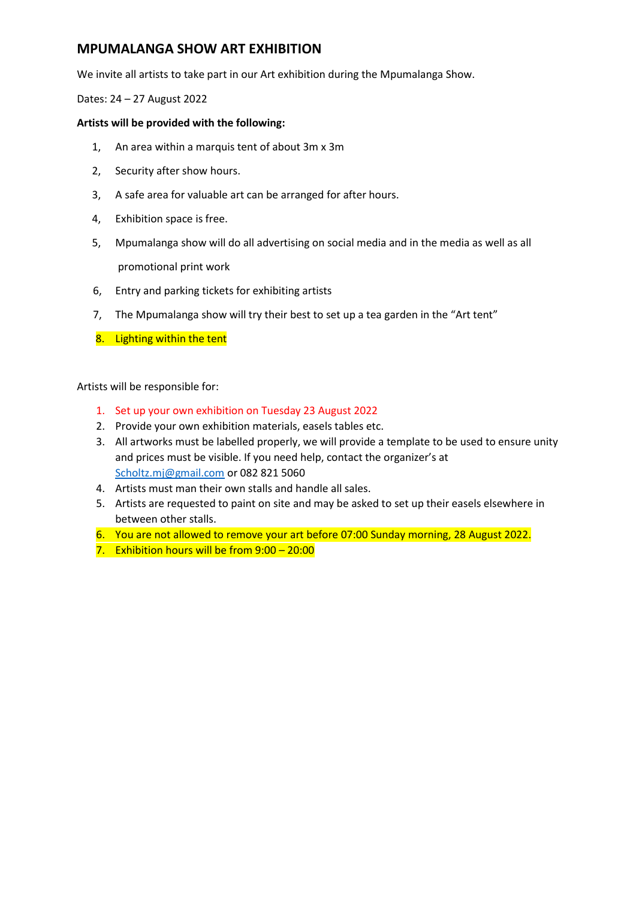## MPUMALANGA SHOW ART EXHIBITION

We invite all artists to take part in our Art exhibition during the Mpumalanga Show.

Dates: 24 – 27 August 2022

**Artists will be provided with the following:**

1, An area within a marquis tent of about 3m x 3m

2, Security after show hours.

3, A safe area for valuable art can be arranged for after hours.

4, Exhibition space is free.

5, Mpumalanga show will do all advertising on social media and in the media as well as all promotional print work

6, Entry and parking tickets for exhibiting artists

7, The Mpumalanga show will try their best to set up a tea garden in the "Art tent"

8. Lighting within the tent

Artists will be responsible for:

1. Set up your own exhibition on Tuesday 23 August 2022
2. Provide your own exhibition materials, easels tables etc.
3. All artworks must be labelled properly, we will provide a template to be used to ensure unity and prices must be visible. If you need help, contact the organizer's at Scholtz.mj@gmail.com or 082 821 5060
4. Artists must man their own stalls and handle all sales.
5. Artists are requested to paint on site and may be asked to set up their easels elsewhere in between other stalls.
6. You are not allowed to remove your art before 07:00 Sunday morning, 28 August 2022.
7. Exhibition hours will be from 9:00 – 20:00